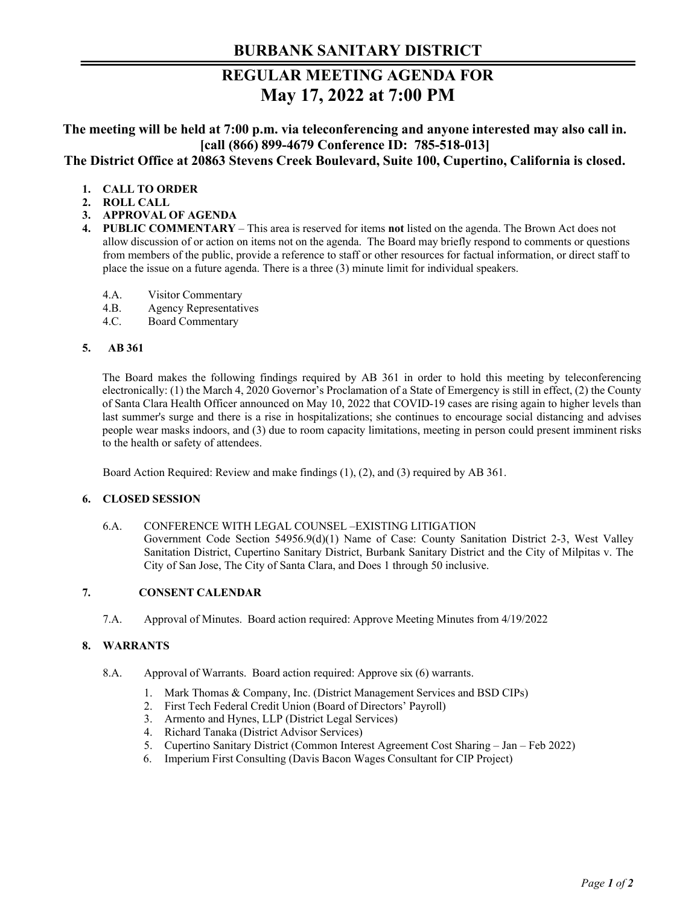# BURBANK SANITARY DISTRICT

## REGULAR MEETING AGENDA FOR
## May 17, 2022 at 7:00 PM

**The meeting will be held at 7:00 p.m. via teleconferencing and anyone interested may also call in. [call (866) 899-4679 Conference ID: 785-518-013]**
**The District Office at 20863 Stevens Creek Boulevard, Suite 100, Cupertino, California is closed.**

1. **CALL TO ORDER**
2. **ROLL CALL**
3. **APPROVAL OF AGENDA**
4. **PUBLIC COMMENTARY** – This area is reserved for items **not** listed on the agenda. The Brown Act does not allow discussion of or action on items not on the agenda. The Board may briefly respond to comments or questions from members of the public, provide a reference to staff or other resources for factual information, or direct staff to place the issue on a future agenda. There is a three (3) minute limit for individual speakers.

   4.A. Visitor Commentary
   4.B. Agency Representatives
   4.C. Board Commentary

5. **AB 361**

   The Board makes the following findings required by AB 361 in order to hold this meeting by teleconferencing electronically: (1) the March 4, 2020 Governor's Proclamation of a State of Emergency is still in effect, (2) the County of Santa Clara Health Officer announced on May 10, 2022 that COVID-19 cases are rising again to higher levels than last summer's surge and there is a rise in hospitalizations; she continues to encourage social distancing and advises people wear masks indoors, and (3) due to room capacity limitations, meeting in person could present imminent risks to the health or safety of attendees.

   Board Action Required: Review and make findings (1), (2), and (3) required by AB 361.

6. **CLOSED SESSION**

   6.A. CONFERENCE WITH LEGAL COUNSEL –EXISTING LITIGATION
   Government Code Section 54956.9(d)(1) Name of Case: County Sanitation District 2-3, West Valley Sanitation District, Cupertino Sanitary District, Burbank Sanitary District and the City of Milpitas v. The City of San Jose, The City of Santa Clara, and Does 1 through 50 inclusive.

7. **CONSENT CALENDAR**

   7.A. Approval of Minutes. Board action required: Approve Meeting Minutes from 4/19/2022

8. **WARRANTS**

   8.A. Approval of Warrants. Board action required: Approve six (6) warrants.

   1. Mark Thomas & Company, Inc. (District Management Services and BSD CIPs)
   2. First Tech Federal Credit Union (Board of Directors' Payroll)
   3. Armento and Hynes, LLP (District Legal Services)
   4. Richard Tanaka (District Advisor Services)
   5. Cupertino Sanitary District (Common Interest Agreement Cost Sharing – Jan – Feb 2022)
   6. Imperium First Consulting (Davis Bacon Wages Consultant for CIP Project)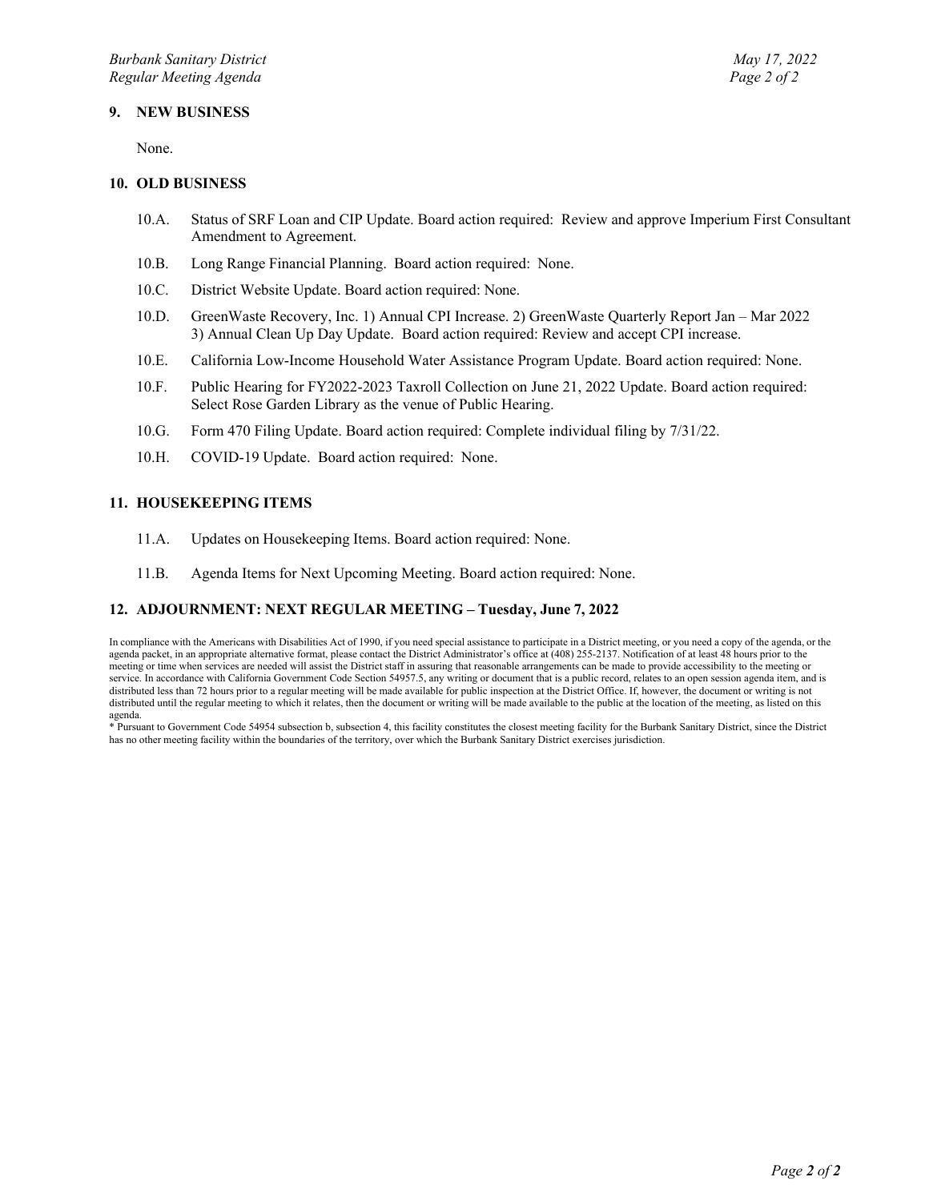## 9. NEW BUSINESS

None.

## 10. OLD BUSINESS

10.A. Status of SRF Loan and CIP Update. Board action required: Review and approve Imperium First Consultant Amendment to Agreement.

10.B. Long Range Financial Planning. Board action required: None.

10.C. District Website Update. Board action required: None.

10.D. GreenWaste Recovery, Inc. 1) Annual CPI Increase. 2) GreenWaste Quarterly Report Jan – Mar 2022 3) Annual Clean Up Day Update. Board action required: Review and accept CPI increase.

10.E. California Low-Income Household Water Assistance Program Update. Board action required: None.

10.F. Public Hearing for FY2022-2023 Taxroll Collection on June 21, 2022 Update. Board action required: Select Rose Garden Library as the venue of Public Hearing.

10.G. Form 470 Filing Update. Board action required: Complete individual filing by 7/31/22.

10.H. COVID-19 Update. Board action required: None.

## 11. HOUSEKEEPING ITEMS

11.A. Updates on Housekeeping Items. Board action required: None.

11.B. Agenda Items for Next Upcoming Meeting. Board action required: None.

## 12. ADJOURNMENT: NEXT REGULAR MEETING – Tuesday, June 7, 2022

In compliance with the Americans with Disabilities Act of 1990, if you need special assistance to participate in a District meeting, or you need a copy of the agenda, or the agenda packet, in an appropriate alternative format, please contact the District Administrator's office at (408) 255-2137. Notification of at least 48 hours prior to the meeting or time when services are needed will assist the District staff in assuring that reasonable arrangements can be made to provide accessibility to the meeting or service. In accordance with California Government Code Section 54957.5, any writing or document that is a public record, relates to an open session agenda item, and is distributed less than 72 hours prior to a regular meeting will be made available for public inspection at the District Office. If, however, the document or writing is not distributed until the regular meeting to which it relates, then the document or writing will be made available to the public at the location of the meeting, as listed on this agenda.

* Pursuant to Government Code 54954 subsection b, subsection 4, this facility constitutes the closest meeting facility for the Burbank Sanitary District, since the District has no other meeting facility within the boundaries of the territory, over which the Burbank Sanitary District exercises jurisdiction.